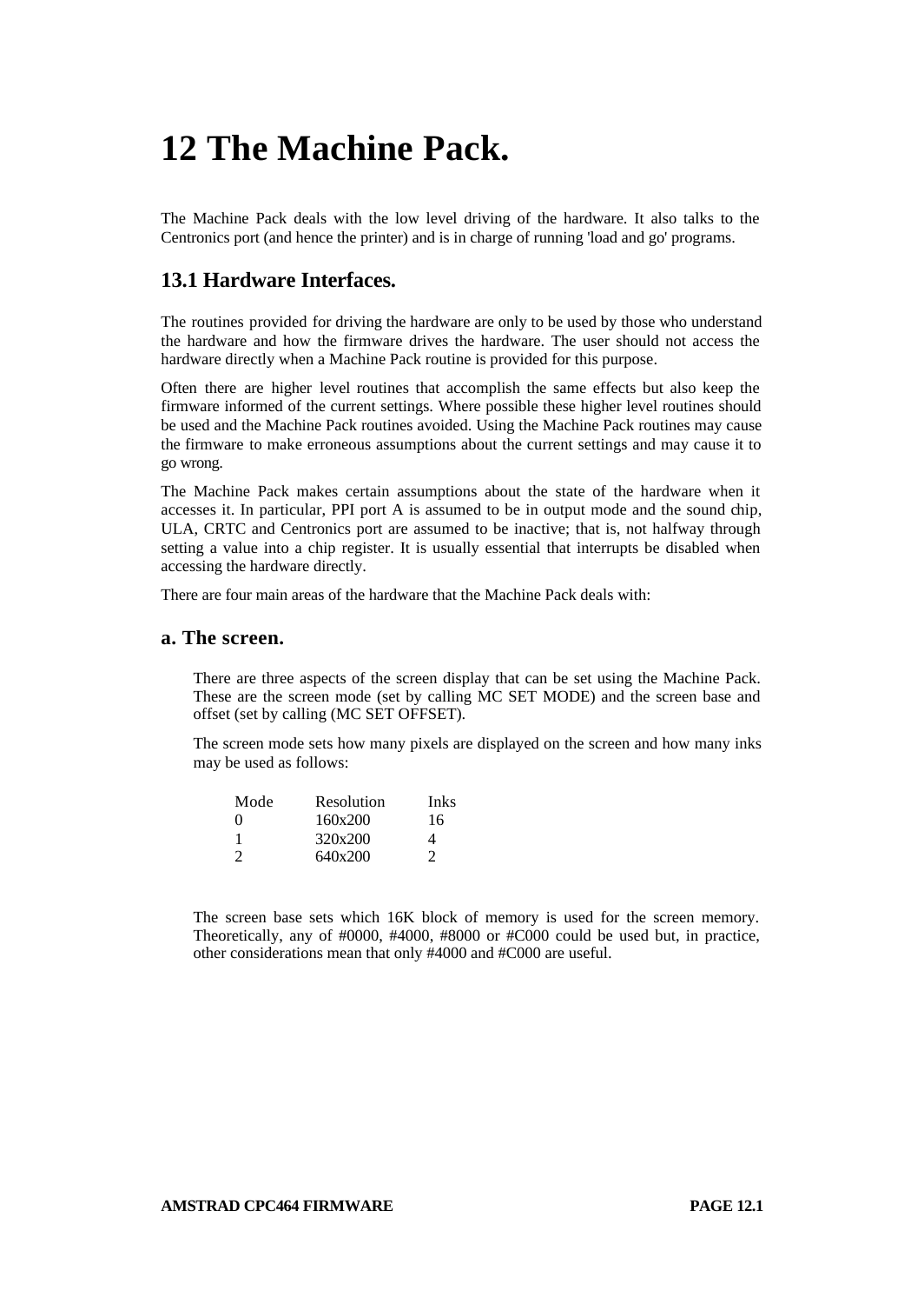# 12 The Machine Pack.

The Machine Pack deals with the low level driving of the hardware. It also talks to the Centronics port (and hence the printer) and is in charge of running 'load and go' programs.

## 13.1 Hardware Interfaces.

The routines provided for driving the hardware are only to be used by those who understand the hardware and how the firmware drives the hardware. The user should not access the hardware directly when a Machine Pack routine is provided for this purpose.

Often there are higher level routines that accomplish the same effects but also keep the firmware informed of the current settings. Where possible these higher level routines should be used and the Machine Pack routines avoided. Using the Machine Pack routines may cause the firmware to make erroneous assumptions about the current settings and may cause it to go wrong.

The Machine Pack makes certain assumptions about the state of the hardware when it accesses it. In particular, PPI port A is assumed to be in output mode and the sound chip, ULA, CRTC and Centronics port are assumed to be inactive; that is, not halfway through setting a value into a chip register. It is usually essential that interrupts be disabled when accessing the hardware directly.

There are four main areas of the hardware that the Machine Pack deals with:

### a. The screen.

There are three aspects of the screen display that can be set using the Machine Pack. These are the screen mode (set by calling MC SET MODE) and the screen base and offset (set by calling (MC SET OFFSET).

The screen mode sets how many pixels are displayed on the screen and how many inks may be used as follows:

| Mode | Resolution | Inks |
|---|---|---|
| 0 | 160x200 | 16 |
| 1 | 320x200 | 4 |
| 2 | 640x200 | 2 |

The screen base sets which 16K block of memory is used for the screen memory. Theoretically, any of #0000, #4000, #8000 or #C000 could be used but, in practice, other considerations mean that only #4000 and #C000 are useful.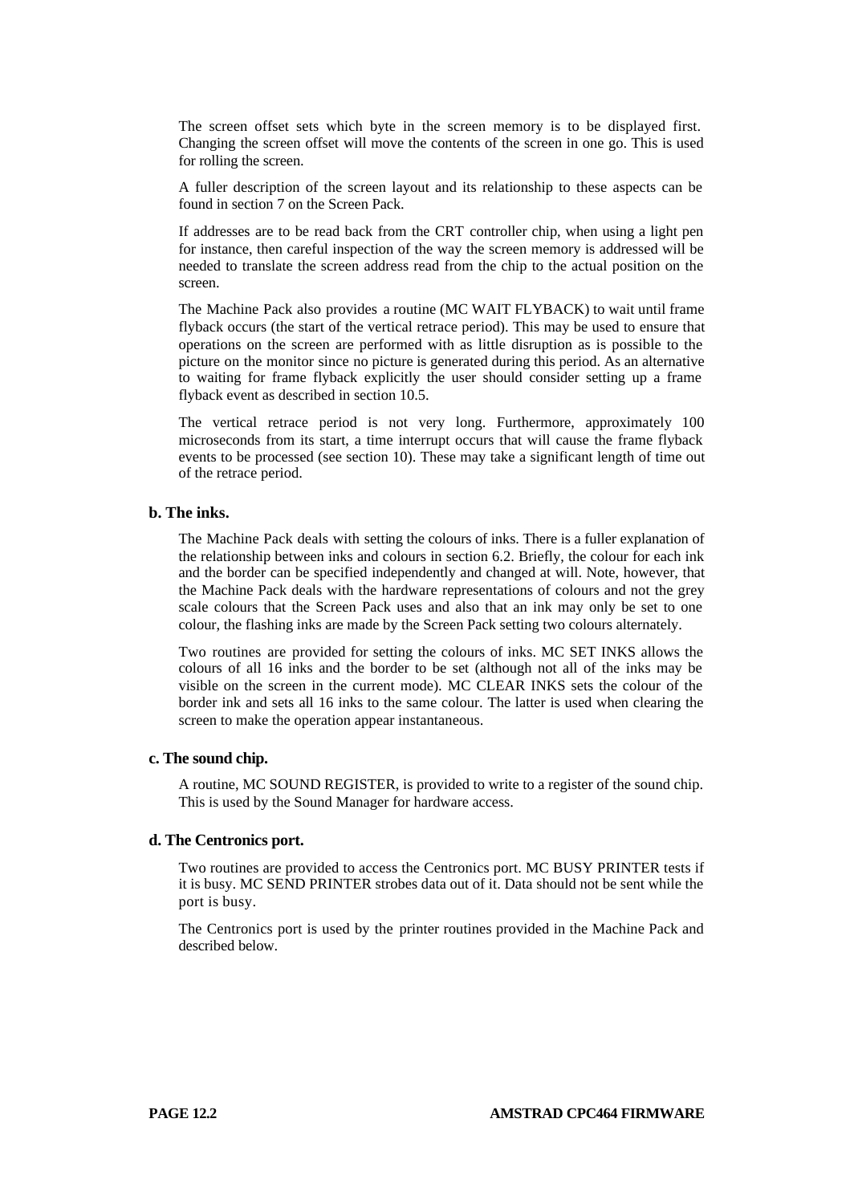The screen offset sets which byte in the screen memory is to be displayed first. Changing the screen offset will move the contents of the screen in one go. This is used for rolling the screen.

A fuller description of the screen layout and its relationship to these aspects can be found in section 7 on the Screen Pack.

If addresses are to be read back from the CRT controller chip, when using a light pen for instance, then careful inspection of the way the screen memory is addressed will be needed to translate the screen address read from the chip to the actual position on the screen.

The Machine Pack also provides a routine (MC WAIT FLYBACK) to wait until frame flyback occurs (the start of the vertical retrace period). This may be used to ensure that operations on the screen are performed with as little disruption as is possible to the picture on the monitor since no picture is generated during this period. As an alternative to waiting for frame flyback explicitly the user should consider setting up a frame flyback event as described in section 10.5.

The vertical retrace period is not very long. Furthermore, approximately 100 microseconds from its start, a time interrupt occurs that will cause the frame flyback events to be processed (see section 10). These may take a significant length of time out of the retrace period.

**b. The inks.**

The Machine Pack deals with setting the colours of inks. There is a fuller explanation of the relationship between inks and colours in section 6.2. Briefly, the colour for each ink and the border can be specified independently and changed at will. Note, however, that the Machine Pack deals with the hardware representations of colours and not the grey scale colours that the Screen Pack uses and also that an ink may only be set to one colour, the flashing inks are made by the Screen Pack setting two colours alternately.

Two routines are provided for setting the colours of inks. MC SET INKS allows the colours of all 16 inks and the border to be set (although not all of the inks may be visible on the screen in the current mode). MC CLEAR INKS sets the colour of the border ink and sets all 16 inks to the same colour. The latter is used when clearing the screen to make the operation appear instantaneous.

**c. The sound chip.**

A routine, MC SOUND REGISTER, is provided to write to a register of the sound chip. This is used by the Sound Manager for hardware access.

**d. The Centronics port.**

Two routines are provided to access the Centronics port. MC BUSY PRINTER tests if it is busy. MC SEND PRINTER strobes data out of it. Data should not be sent while the port is busy.

The Centronics port is used by the printer routines provided in the Machine Pack and described below.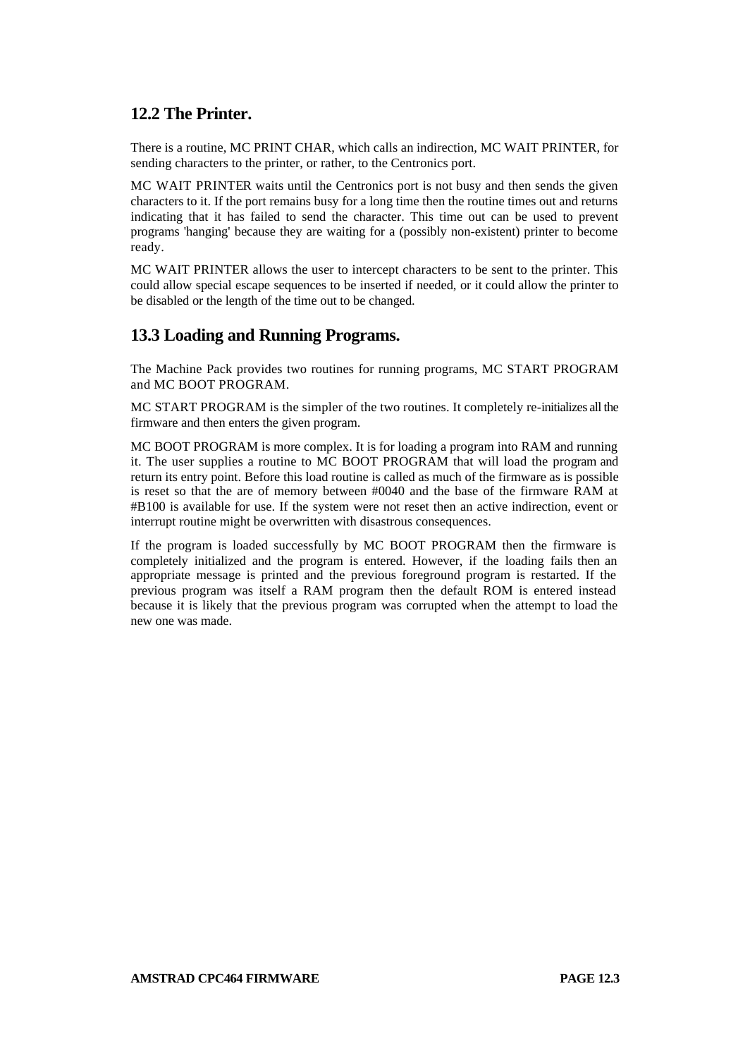## 12.2 The Printer.

There is a routine, MC PRINT CHAR, which calls an indirection, MC WAIT PRINTER, for sending characters to the printer, or rather, to the Centronics port.

MC WAIT PRINTER waits until the Centronics port is not busy and then sends the given characters to it. If the port remains busy for a long time then the routine times out and returns indicating that it has failed to send the character. This time out can be used to prevent programs 'hanging' because they are waiting for a (possibly non-existent) printer to become ready.

MC WAIT PRINTER allows the user to intercept characters to be sent to the printer. This could allow special escape sequences to be inserted if needed, or it could allow the printer to be disabled or the length of the time out to be changed.

## 13.3 Loading and Running Programs.

The Machine Pack provides two routines for running programs, MC START PROGRAM and MC BOOT PROGRAM.

MC START PROGRAM is the simpler of the two routines. It completely re-initializes all the firmware and then enters the given program.

MC BOOT PROGRAM is more complex. It is for loading a program into RAM and running it. The user supplies a routine to MC BOOT PROGRAM that will load the program and return its entry point. Before this load routine is called as much of the firmware as is possible is reset so that the are of memory between #0040 and the base of the firmware RAM at #B100 is available for use. If the system were not reset then an active indirection, event or interrupt routine might be overwritten with disastrous consequences.

If the program is loaded successfully by MC BOOT PROGRAM then the firmware is completely initialized and the program is entered. However, if the loading fails then an appropriate message is printed and the previous foreground program is restarted. If the previous program was itself a RAM program then the default ROM is entered instead because it is likely that the previous program was corrupted when the attempt to load the new one was made.